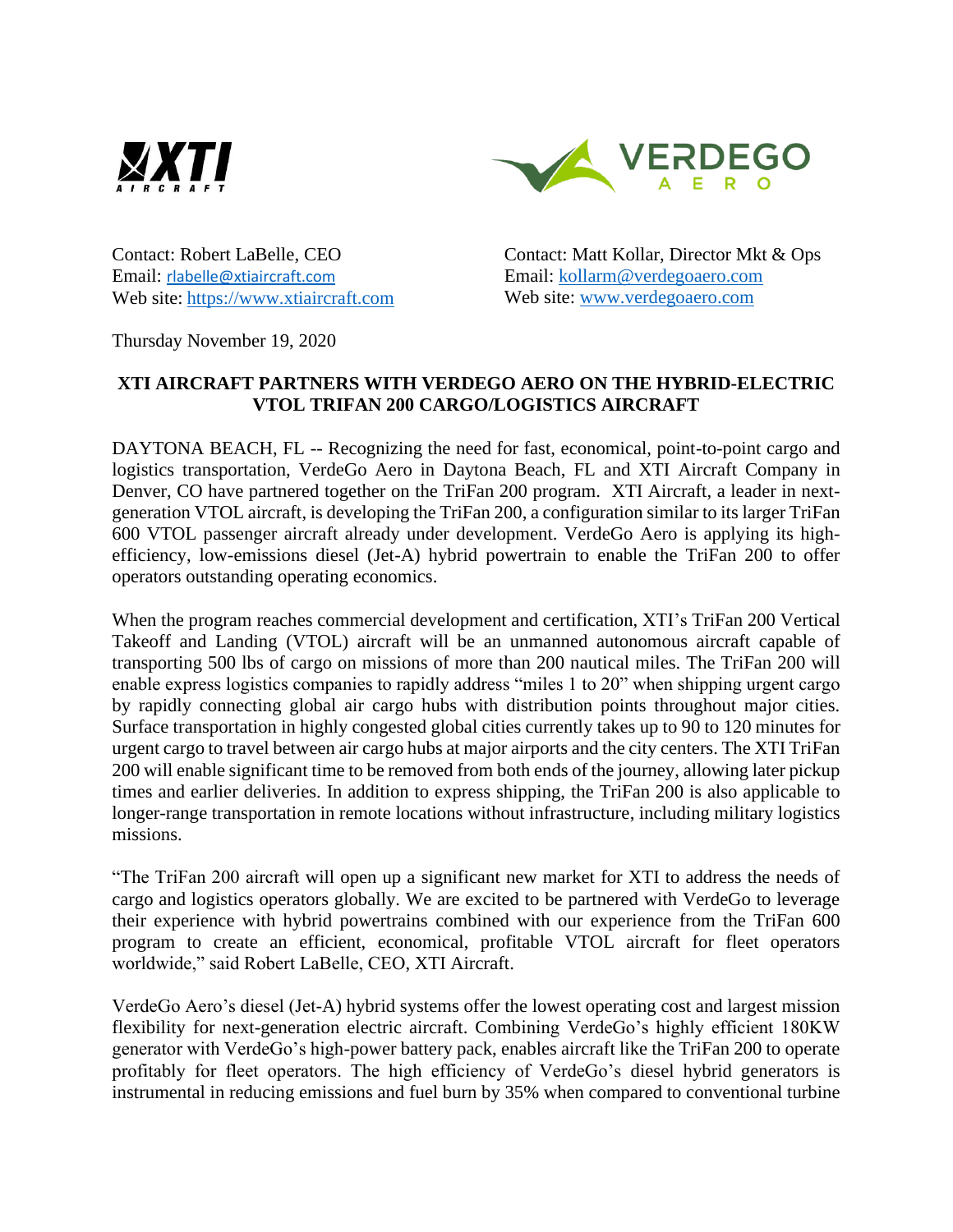Contact: Robert LaBelle, CEO
Email: rlabelle@xtiaircraft.com
Web site: https://www.xtiaircraft.com

Contact: Matt Kollar, Director Mkt & Ops
Email: kollarm@verdegoaero.com
Web site: www.verdegoaero.com

Thursday November 19, 2020

**XTI AIRCRAFT PARTNERS WITH VERDEGO AERO ON THE HYBRID-ELECTRIC VTOL TRIFAN 200 CARGO/LOGISTICS AIRCRAFT**

DAYTONA BEACH, FL -- Recognizing the need for fast, economical, point-to-point cargo and logistics transportation, VerdeGo Aero in Daytona Beach, FL and XTI Aircraft Company in Denver, CO have partnered together on the TriFan 200 program. XTI Aircraft, a leader in next-generation VTOL aircraft, is developing the TriFan 200, a configuration similar to its larger TriFan 600 VTOL passenger aircraft already under development. VerdeGo Aero is applying its high-efficiency, low-emissions diesel (Jet-A) hybrid powertrain to enable the TriFan 200 to offer operators outstanding operating economics.

When the program reaches commercial development and certification, XTI's TriFan 200 Vertical Takeoff and Landing (VTOL) aircraft will be an unmanned autonomous aircraft capable of transporting 500 lbs of cargo on missions of more than 200 nautical miles. The TriFan 200 will enable express logistics companies to rapidly address "miles 1 to 20" when shipping urgent cargo by rapidly connecting global air cargo hubs with distribution points throughout major cities. Surface transportation in highly congested global cities currently takes up to 90 to 120 minutes for urgent cargo to travel between air cargo hubs at major airports and the city centers. The XTI TriFan 200 will enable significant time to be removed from both ends of the journey, allowing later pickup times and earlier deliveries. In addition to express shipping, the TriFan 200 is also applicable to longer-range transportation in remote locations without infrastructure, including military logistics missions.

"The TriFan 200 aircraft will open up a significant new market for XTI to address the needs of cargo and logistics operators globally. We are excited to be partnered with VerdeGo to leverage their experience with hybrid powertrains combined with our experience from the TriFan 600 program to create an efficient, economical, profitable VTOL aircraft for fleet operators worldwide," said Robert LaBelle, CEO, XTI Aircraft.

VerdeGo Aero's diesel (Jet-A) hybrid systems offer the lowest operating cost and largest mission flexibility for next-generation electric aircraft. Combining VerdeGo's highly efficient 180KW generator with VerdeGo's high-power battery pack, enables aircraft like the TriFan 200 to operate profitably for fleet operators. The high efficiency of VerdeGo's diesel hybrid generators is instrumental in reducing emissions and fuel burn by 35% when compared to conventional turbine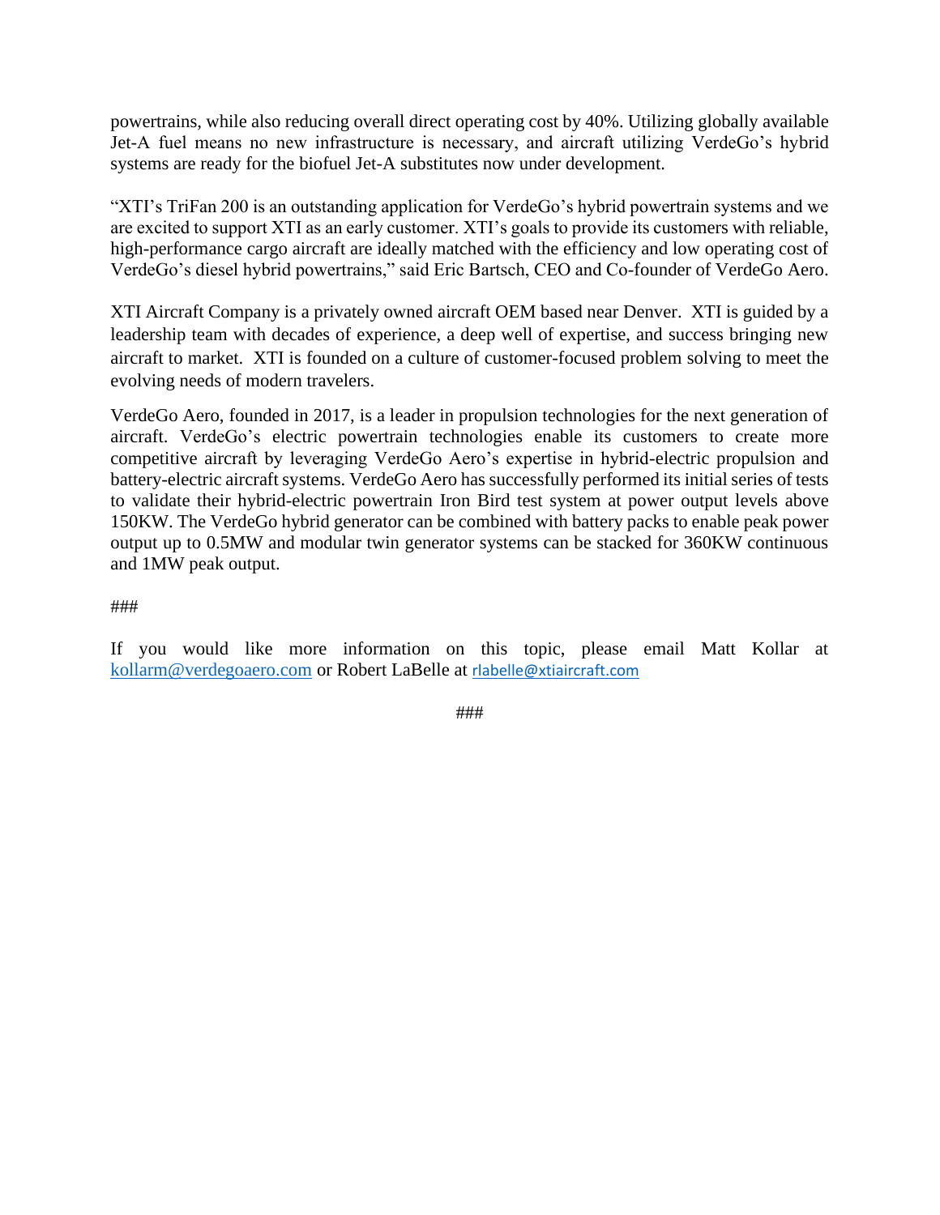powertrains, while also reducing overall direct operating cost by 40%. Utilizing globally available Jet-A fuel means no new infrastructure is necessary, and aircraft utilizing VerdeGo's hybrid systems are ready for the biofuel Jet-A substitutes now under development.

"XTI's TriFan 200 is an outstanding application for VerdeGo's hybrid powertrain systems and we are excited to support XTI as an early customer. XTI's goals to provide its customers with reliable, high-performance cargo aircraft are ideally matched with the efficiency and low operating cost of VerdeGo's diesel hybrid powertrains," said Eric Bartsch, CEO and Co-founder of VerdeGo Aero.

XTI Aircraft Company is a privately owned aircraft OEM based near Denver. XTI is guided by a leadership team with decades of experience, a deep well of expertise, and success bringing new aircraft to market. XTI is founded on a culture of customer-focused problem solving to meet the evolving needs of modern travelers.

VerdeGo Aero, founded in 2017, is a leader in propulsion technologies for the next generation of aircraft. VerdeGo's electric powertrain technologies enable its customers to create more competitive aircraft by leveraging VerdeGo Aero's expertise in hybrid-electric propulsion and battery-electric aircraft systems. VerdeGo Aero has successfully performed its initial series of tests to validate their hybrid-electric powertrain Iron Bird test system at power output levels above 150KW. The VerdeGo hybrid generator can be combined with battery packs to enable peak power output up to 0.5MW and modular twin generator systems can be stacked for 360KW continuous and 1MW peak output.

###

If you would like more information on this topic, please email Matt Kollar at kollarm@verdegoaero.com or Robert LaBelle at rlabelle@xtiaircraft.com

###